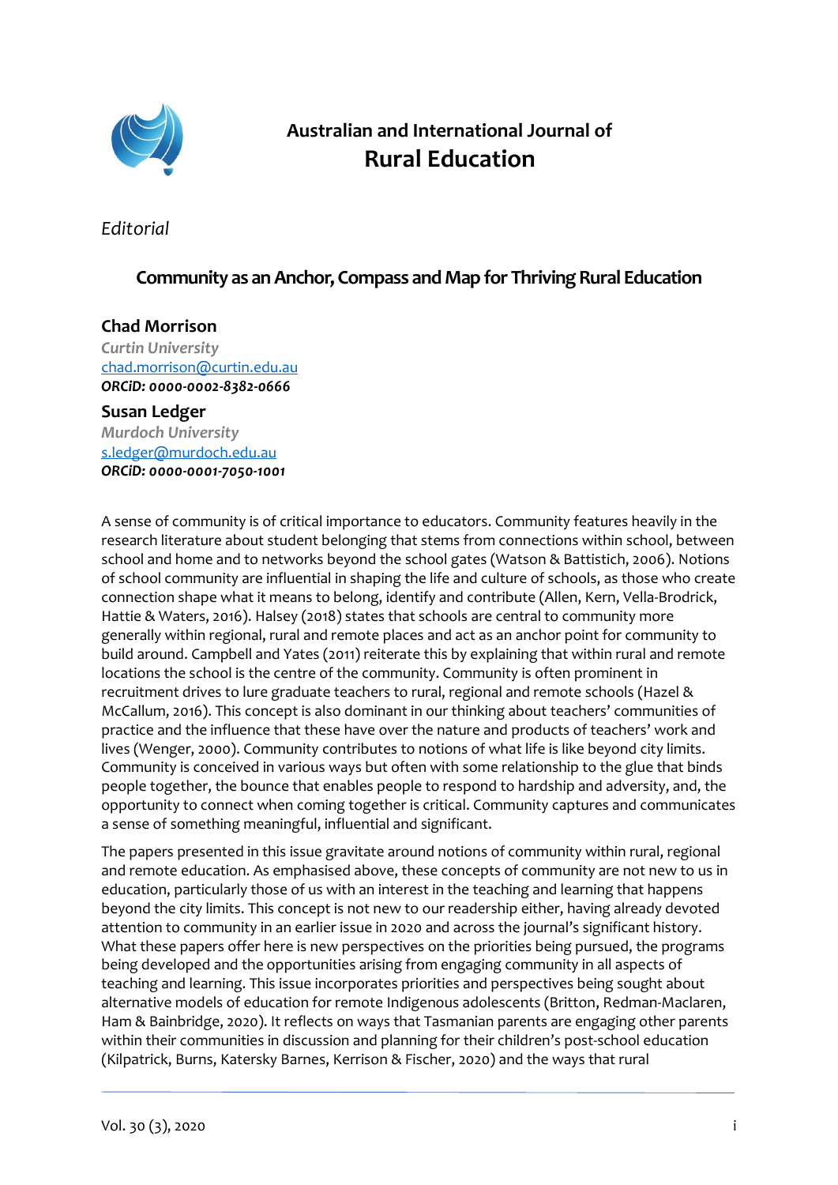Australian and International Journal of
**Rural Education**

*Editorial*

# Community as an Anchor, Compass and Map for Thriving Rural Education

**Chad Morrison**
*Curtin University*
chad.morrison@curtin.edu.au
***ORCiD: 0000-0002-8382-0666***

**Susan Ledger**
*Murdoch University*
s.ledger@murdoch.edu.au
***ORCiD: 0000-0001-7050-1001***

A sense of community is of critical importance to educators. Community features heavily in the research literature about student belonging that stems from connections within school, between school and home and to networks beyond the school gates (Watson & Battistich, 2006). Notions of school community are influential in shaping the life and culture of schools, as those who create connection shape what it means to belong, identify and contribute (Allen, Kern, Vella-Brodrick, Hattie & Waters, 2016). Halsey (2018) states that schools are central to community more generally within regional, rural and remote places and act as an anchor point for community to build around. Campbell and Yates (2011) reiterate this by explaining that within rural and remote locations the school is the centre of the community. Community is often prominent in recruitment drives to lure graduate teachers to rural, regional and remote schools (Hazel & McCallum, 2016). This concept is also dominant in our thinking about teachers' communities of practice and the influence that these have over the nature and products of teachers' work and lives (Wenger, 2000). Community contributes to notions of what life is like beyond city limits. Community is conceived in various ways but often with some relationship to the glue that binds people together, the bounce that enables people to respond to hardship and adversity, and, the opportunity to connect when coming together is critical. Community captures and communicates a sense of something meaningful, influential and significant.

The papers presented in this issue gravitate around notions of community within rural, regional and remote education. As emphasised above, these concepts of community are not new to us in education, particularly those of us with an interest in the teaching and learning that happens beyond the city limits. This concept is not new to our readership either, having already devoted attention to community in an earlier issue in 2020 and across the journal's significant history. What these papers offer here is new perspectives on the priorities being pursued, the programs being developed and the opportunities arising from engaging community in all aspects of teaching and learning. This issue incorporates priorities and perspectives being sought about alternative models of education for remote Indigenous adolescents (Britton, Redman-Maclaren, Ham & Bainbridge, 2020). It reflects on ways that Tasmanian parents are engaging other parents within their communities in discussion and planning for their children's post-school education (Kilpatrick, Burns, Katersky Barnes, Kerrison & Fischer, 2020) and the ways that rural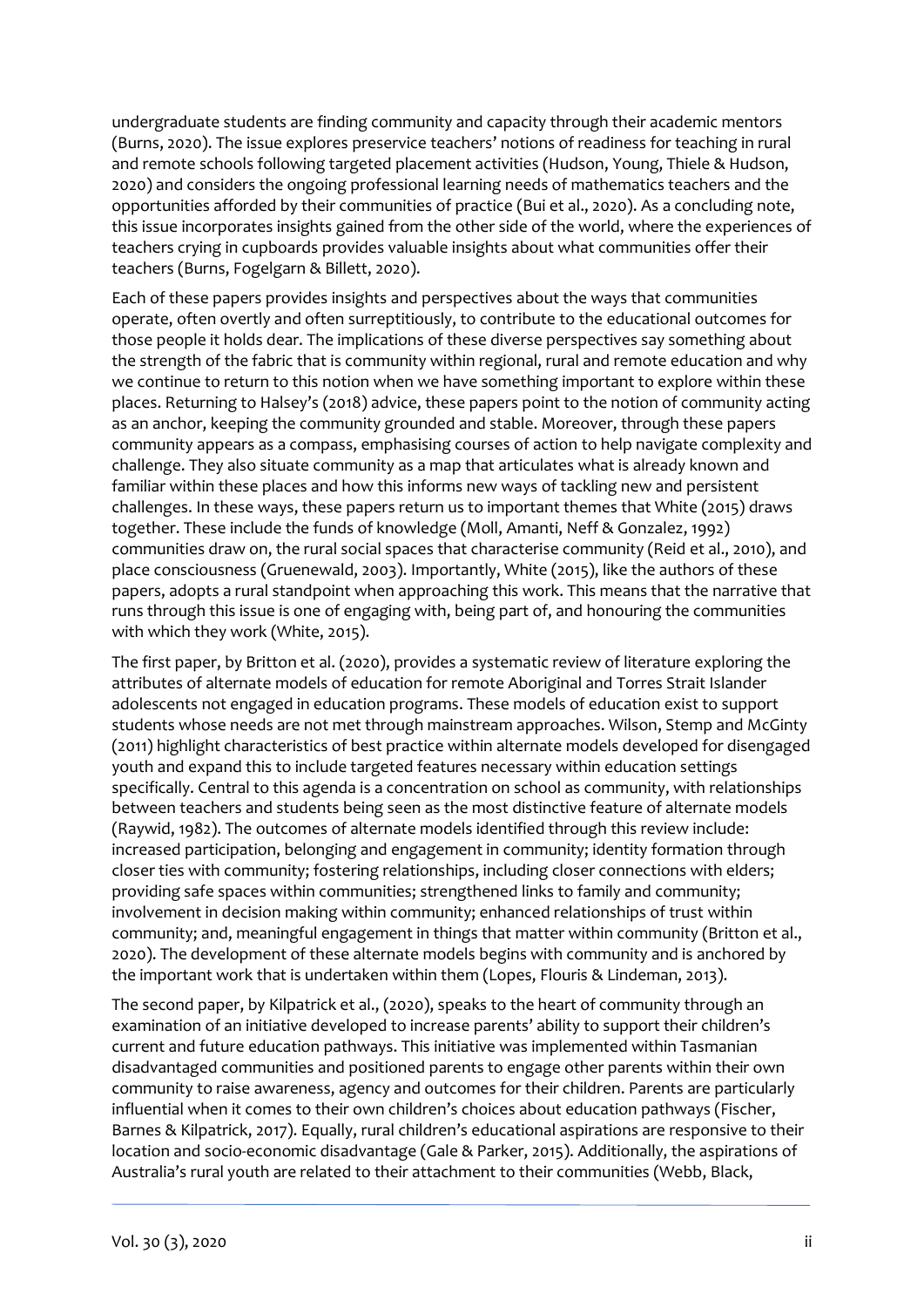undergraduate students are finding community and capacity through their academic mentors (Burns, 2020). The issue explores preservice teachers' notions of readiness for teaching in rural and remote schools following targeted placement activities (Hudson, Young, Thiele & Hudson, 2020) and considers the ongoing professional learning needs of mathematics teachers and the opportunities afforded by their communities of practice (Bui et al., 2020). As a concluding note, this issue incorporates insights gained from the other side of the world, where the experiences of teachers crying in cupboards provides valuable insights about what communities offer their teachers (Burns, Fogelgarn & Billett, 2020).

Each of these papers provides insights and perspectives about the ways that communities operate, often overtly and often surreptitiously, to contribute to the educational outcomes for those people it holds dear. The implications of these diverse perspectives say something about the strength of the fabric that is community within regional, rural and remote education and why we continue to return to this notion when we have something important to explore within these places. Returning to Halsey's (2018) advice, these papers point to the notion of community acting as an anchor, keeping the community grounded and stable. Moreover, through these papers community appears as a compass, emphasising courses of action to help navigate complexity and challenge. They also situate community as a map that articulates what is already known and familiar within these places and how this informs new ways of tackling new and persistent challenges. In these ways, these papers return us to important themes that White (2015) draws together. These include the funds of knowledge (Moll, Amanti, Neff & Gonzalez, 1992) communities draw on, the rural social spaces that characterise community (Reid et al., 2010), and place consciousness (Gruenewald, 2003). Importantly, White (2015), like the authors of these papers, adopts a rural standpoint when approaching this work. This means that the narrative that runs through this issue is one of engaging with, being part of, and honouring the communities with which they work (White, 2015).

The first paper, by Britton et al. (2020), provides a systematic review of literature exploring the attributes of alternate models of education for remote Aboriginal and Torres Strait Islander adolescents not engaged in education programs. These models of education exist to support students whose needs are not met through mainstream approaches. Wilson, Stemp and McGinty (2011) highlight characteristics of best practice within alternate models developed for disengaged youth and expand this to include targeted features necessary within education settings specifically. Central to this agenda is a concentration on school as community, with relationships between teachers and students being seen as the most distinctive feature of alternate models (Raywid, 1982). The outcomes of alternate models identified through this review include: increased participation, belonging and engagement in community; identity formation through closer ties with community; fostering relationships, including closer connections with elders; providing safe spaces within communities; strengthened links to family and community; involvement in decision making within community; enhanced relationships of trust within community; and, meaningful engagement in things that matter within community (Britton et al., 2020). The development of these alternate models begins with community and is anchored by the important work that is undertaken within them (Lopes, Flouris & Lindeman, 2013).

The second paper, by Kilpatrick et al., (2020), speaks to the heart of community through an examination of an initiative developed to increase parents' ability to support their children's current and future education pathways. This initiative was implemented within Tasmanian disadvantaged communities and positioned parents to engage other parents within their own community to raise awareness, agency and outcomes for their children. Parents are particularly influential when it comes to their own children's choices about education pathways (Fischer, Barnes & Kilpatrick, 2017). Equally, rural children's educational aspirations are responsive to their location and socio-economic disadvantage (Gale & Parker, 2015). Additionally, the aspirations of Australia's rural youth are related to their attachment to their communities (Webb, Black,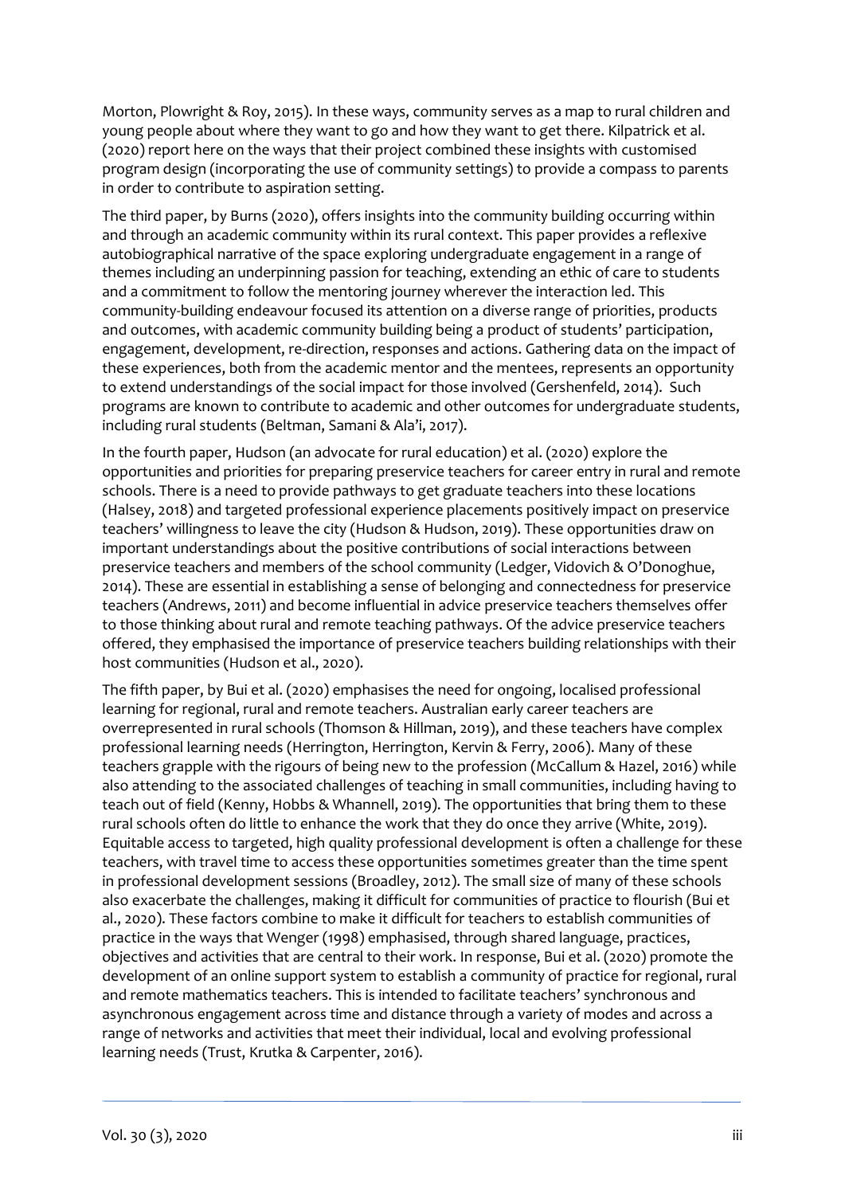Morton, Plowright & Roy, 2015). In these ways, community serves as a map to rural children and young people about where they want to go and how they want to get there. Kilpatrick et al. (2020) report here on the ways that their project combined these insights with customised program design (incorporating the use of community settings) to provide a compass to parents in order to contribute to aspiration setting.

The third paper, by Burns (2020), offers insights into the community building occurring within and through an academic community within its rural context. This paper provides a reflexive autobiographical narrative of the space exploring undergraduate engagement in a range of themes including an underpinning passion for teaching, extending an ethic of care to students and a commitment to follow the mentoring journey wherever the interaction led. This community-building endeavour focused its attention on a diverse range of priorities, products and outcomes, with academic community building being a product of students' participation, engagement, development, re-direction, responses and actions. Gathering data on the impact of these experiences, both from the academic mentor and the mentees, represents an opportunity to extend understandings of the social impact for those involved (Gershenfeld, 2014). Such programs are known to contribute to academic and other outcomes for undergraduate students, including rural students (Beltman, Samani & Ala'i, 2017).

In the fourth paper, Hudson (an advocate for rural education) et al. (2020) explore the opportunities and priorities for preparing preservice teachers for career entry in rural and remote schools. There is a need to provide pathways to get graduate teachers into these locations (Halsey, 2018) and targeted professional experience placements positively impact on preservice teachers' willingness to leave the city (Hudson & Hudson, 2019). These opportunities draw on important understandings about the positive contributions of social interactions between preservice teachers and members of the school community (Ledger, Vidovich & O'Donoghue, 2014). These are essential in establishing a sense of belonging and connectedness for preservice teachers (Andrews, 2011) and become influential in advice preservice teachers themselves offer to those thinking about rural and remote teaching pathways. Of the advice preservice teachers offered, they emphasised the importance of preservice teachers building relationships with their host communities (Hudson et al., 2020).

The fifth paper, by Bui et al. (2020) emphasises the need for ongoing, localised professional learning for regional, rural and remote teachers. Australian early career teachers are overrepresented in rural schools (Thomson & Hillman, 2019), and these teachers have complex professional learning needs (Herrington, Herrington, Kervin & Ferry, 2006). Many of these teachers grapple with the rigours of being new to the profession (McCallum & Hazel, 2016) while also attending to the associated challenges of teaching in small communities, including having to teach out of field (Kenny, Hobbs & Whannell, 2019). The opportunities that bring them to these rural schools often do little to enhance the work that they do once they arrive (White, 2019). Equitable access to targeted, high quality professional development is often a challenge for these teachers, with travel time to access these opportunities sometimes greater than the time spent in professional development sessions (Broadley, 2012). The small size of many of these schools also exacerbate the challenges, making it difficult for communities of practice to flourish (Bui et al., 2020). These factors combine to make it difficult for teachers to establish communities of practice in the ways that Wenger (1998) emphasised, through shared language, practices, objectives and activities that are central to their work. In response, Bui et al. (2020) promote the development of an online support system to establish a community of practice for regional, rural and remote mathematics teachers. This is intended to facilitate teachers' synchronous and asynchronous engagement across time and distance through a variety of modes and across a range of networks and activities that meet their individual, local and evolving professional learning needs (Trust, Krutka & Carpenter, 2016).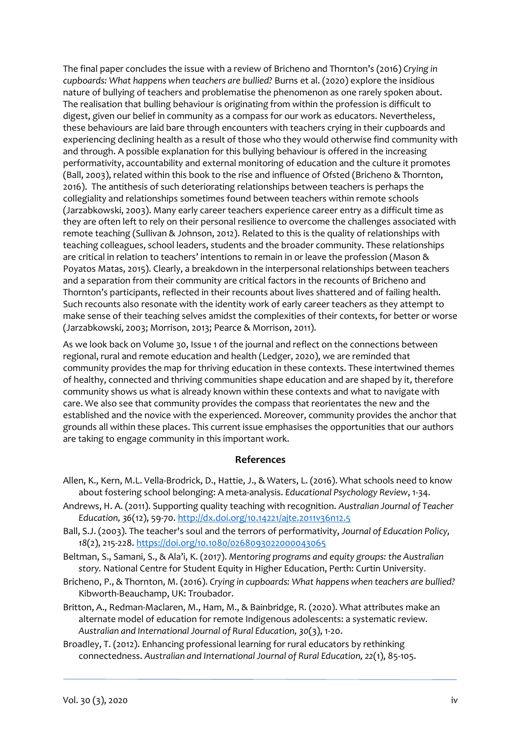The final paper concludes the issue with a review of Bricheno and Thornton's (2016) *Crying in cupboards: What happens when teachers are bullied?* Burns et al. (2020) explore the insidious nature of bullying of teachers and problematise the phenomenon as one rarely spoken about. The realisation that bulling behaviour is originating from within the profession is difficult to digest, given our belief in community as a compass for our work as educators. Nevertheless, these behaviours are laid bare through encounters with teachers crying in their cupboards and experiencing declining health as a result of those who they would otherwise find community with and through. A possible explanation for this bullying behaviour is offered in the increasing performativity, accountability and external monitoring of education and the culture it promotes (Ball, 2003), related within this book to the rise and influence of Ofsted (Bricheno & Thornton, 2016). The antithesis of such deteriorating relationships between teachers is perhaps the collegiality and relationships sometimes found between teachers within remote schools (Jarzabkowski, 2003). Many early career teachers experience career entry as a difficult time as they are often left to rely on their personal resilience to overcome the challenges associated with remote teaching (Sullivan & Johnson, 2012). Related to this is the quality of relationships with teaching colleagues, school leaders, students and the broader community. These relationships are critical in relation to teachers' intentions to remain in or leave the profession (Mason & Poyatos Matas, 2015). Clearly, a breakdown in the interpersonal relationships between teachers and a separation from their community are critical factors in the recounts of Bricheno and Thornton's participants, reflected in their recounts about lives shattered and of failing health. Such recounts also resonate with the identity work of early career teachers as they attempt to make sense of their teaching selves amidst the complexities of their contexts, for better or worse (Jarzabkowski, 2003; Morrison, 2013; Pearce & Morrison, 2011).

As we look back on Volume 30, Issue 1 of the journal and reflect on the connections between regional, rural and remote education and health (Ledger, 2020), we are reminded that community provides the map for thriving education in these contexts. These intertwined themes of healthy, connected and thriving communities shape education and are shaped by it, therefore community shows us what is already known within these contexts and what to navigate with care. We also see that community provides the compass that reorientates the new and the established and the novice with the experienced. Moreover, community provides the anchor that grounds all within these places. This current issue emphasises the opportunities that our authors are taking to engage community in this important work.

## References

Allen, K., Kern, M.L. Vella-Brodrick, D., Hattie, J., & Waters, L. (2016). What schools need to know about fostering school belonging: A meta-analysis. *Educational Psychology Review*, 1-34.

Andrews, H. A. (2011). Supporting quality teaching with recognition. *Australian Journal of Teacher Education, 36*(12), 59-70. http://dx.doi.org/10.14221/ajte.2011v36n12.5

Ball, S.J. (2003). The teacher's soul and the terrors of performativity, *Journal of Education Policy, 18*(2), 215-228. https://doi.org/10.1080/0268093022000043065

Beltman, S., Samani, S., & Ala'i, K. (2017). *Mentoring programs and equity groups: the Australian story.* National Centre for Student Equity in Higher Education, Perth: Curtin University.

Bricheno, P., & Thornton, M. (2016). *Crying in cupboards: What happens when teachers are bullied?* Kibworth-Beauchamp, UK: Troubador.

Britton, A., Redman-Maclaren, M., Ham, M., & Bainbridge, R. (2020). What attributes make an alternate model of education for remote Indigenous adolescents: a systematic review. *Australian and International Journal of Rural Education, 30*(3), 1-20.

Broadley, T. (2012). Enhancing professional learning for rural educators by rethinking connectedness. *Australian and International Journal of Rural Education, 22*(1), 85-105.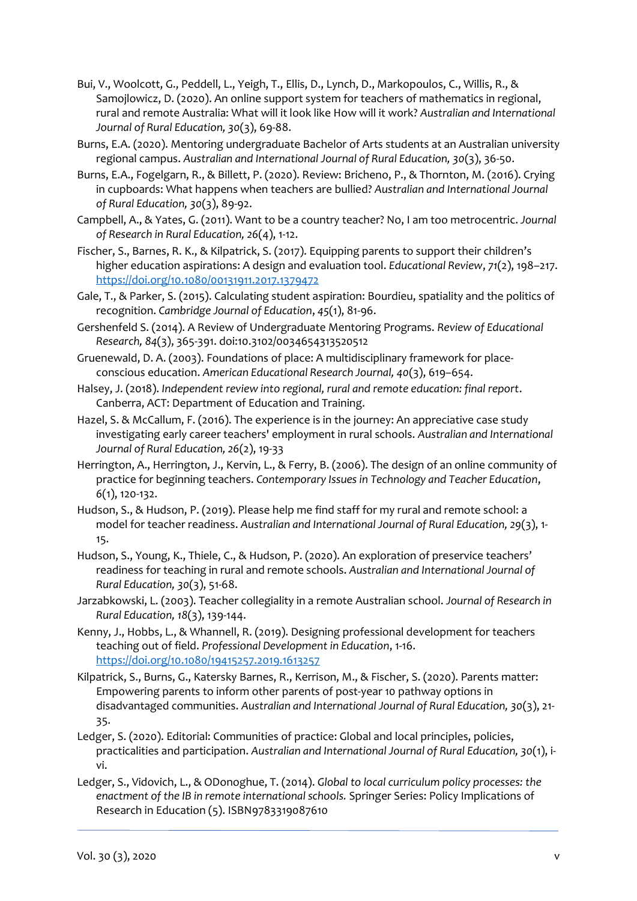Bui, V., Woolcott, G., Peddell, L., Yeigh, T., Ellis, D., Lynch, D., Markopoulos, C., Willis, R., & Samojlowicz, D. (2020). An online support system for teachers of mathematics in regional, rural and remote Australia: What will it look like How will it work? *Australian and International Journal of Rural Education, 30*(3), 69-88.

Burns, E.A. (2020). Mentoring undergraduate Bachelor of Arts students at an Australian university regional campus. *Australian and International Journal of Rural Education, 30*(3), 36-50.

Burns, E.A., Fogelgarn, R., & Billett, P. (2020). Review: Bricheno, P., & Thornton, M. (2016). Crying in cupboards: What happens when teachers are bullied? *Australian and International Journal of Rural Education, 30*(3), 89-92.

Campbell, A., & Yates, G. (2011). Want to be a country teacher? No, I am too metrocentric. *Journal of Research in Rural Education, 26*(4), 1-12.

Fischer, S., Barnes, R. K., & Kilpatrick, S. (2017). Equipping parents to support their children's higher education aspirations: A design and evaluation tool. *Educational Review*, *71*(2), 198–217. https://doi.org/10.1080/00131911.2017.1379472

Gale, T., & Parker, S. (2015). Calculating student aspiration: Bourdieu, spatiality and the politics of recognition. *Cambridge Journal of Education*, *45*(1), 81-96.

Gershenfeld S. (2014). A Review of Undergraduate Mentoring Programs. *Review of Educational Research, 84*(3), 365-391. doi:10.3102/0034654313520512

Gruenewald, D. A. (2003). Foundations of place: A multidisciplinary framework for place-conscious education. *American Educational Research Journal, 40*(3), 619–654.

Halsey, J. (2018). *Independent review into regional, rural and remote education: final report*. Canberra, ACT: Department of Education and Training.

Hazel, S. & McCallum, F. (2016). The experience is in the journey: An appreciative case study investigating early career teachers' employment in rural schools. *Australian and International Journal of Rural Education, 26*(2), 19-33

Herrington, A., Herrington, J., Kervin, L., & Ferry, B. (2006). The design of an online community of practice for beginning teachers. *Contemporary Issues in Technology and Teacher Education*, *6*(1), 120-132.

Hudson, S., & Hudson, P. (2019). Please help me find staff for my rural and remote school: a model for teacher readiness. *Australian and International Journal of Rural Education, 29*(3), 1-15.

Hudson, S., Young, K., Thiele, C., & Hudson, P. (2020). An exploration of preservice teachers' readiness for teaching in rural and remote schools. *Australian and International Journal of Rural Education, 30*(3), 51-68.

Jarzabkowski, L. (2003). Teacher collegiality in a remote Australian school. *Journal of Research in Rural Education, 18*(3), 139-144.

Kenny, J., Hobbs, L., & Whannell, R. (2019). Designing professional development for teachers teaching out of field. *Professional Development in Education*, 1-16. https://doi.org/10.1080/19415257.2019.1613257

Kilpatrick, S., Burns, G., Katersky Barnes, R., Kerrison, M., & Fischer, S. (2020). Parents matter: Empowering parents to inform other parents of post-year 10 pathway options in disadvantaged communities. *Australian and International Journal of Rural Education, 30*(3), 21-35.

Ledger, S. (2020). Editorial: Communities of practice: Global and local principles, policies, practicalities and participation. *Australian and International Journal of Rural Education, 30*(1), i-vi.

Ledger, S., Vidovich, L., & ODonoghue, T. (2014). *Global to local curriculum policy processes: the enactment of the IB in remote international schools.* Springer Series: Policy Implications of Research in Education (5). ISBN9783319087610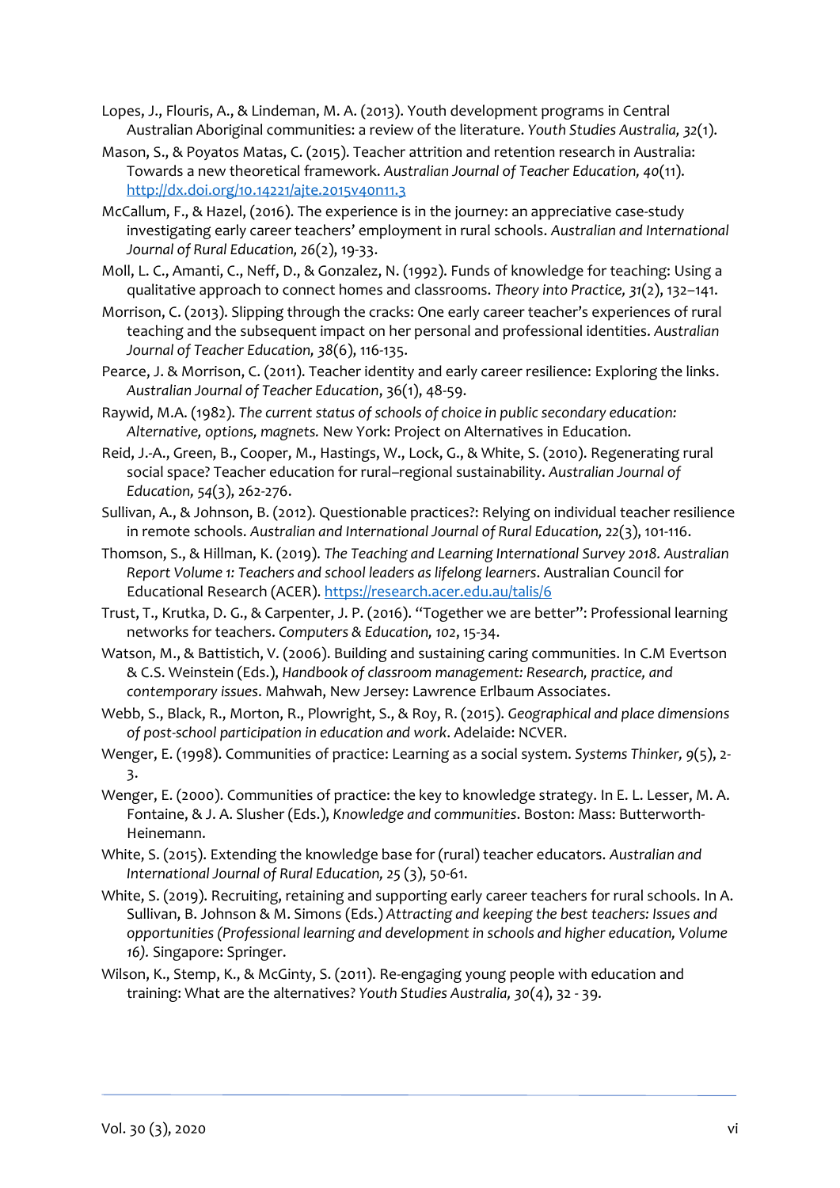Lopes, J., Flouris, A., & Lindeman, M. A. (2013). Youth development programs in Central Australian Aboriginal communities: a review of the literature. *Youth Studies Australia, 32*(1).

Mason, S., & Poyatos Matas, C. (2015). Teacher attrition and retention research in Australia: Towards a new theoretical framework. *Australian Journal of Teacher Education, 40*(11). http://dx.doi.org/10.14221/ajte.2015v40n11.3

McCallum, F., & Hazel, (2016). The experience is in the journey: an appreciative case-study investigating early career teachers' employment in rural schools. *Australian and International Journal of Rural Education, 26*(2), 19-33.

Moll, L. C., Amanti, C., Neff, D., & Gonzalez, N. (1992). Funds of knowledge for teaching: Using a qualitative approach to connect homes and classrooms. *Theory into Practice, 31*(2), 132–141.

Morrison, C. (2013). Slipping through the cracks: One early career teacher's experiences of rural teaching and the subsequent impact on her personal and professional identities. *Australian Journal of Teacher Education, 38*(6), 116-135.

Pearce, J. & Morrison, C. (2011). Teacher identity and early career resilience: Exploring the links. *Australian Journal of Teacher Education*, 36(1), 48-59.

Raywid, M.A. (1982). *The current status of schools of choice in public secondary education: Alternative, options, magnets.* New York: Project on Alternatives in Education.

Reid, J.-A., Green, B., Cooper, M., Hastings, W., Lock, G., & White, S. (2010). Regenerating rural social space? Teacher education for rural–regional sustainability. *Australian Journal of Education, 54*(3), 262-276.

Sullivan, A., & Johnson, B. (2012). Questionable practices?: Relying on individual teacher resilience in remote schools. *Australian and International Journal of Rural Education, 22*(3), 101-116.

Thomson, S., & Hillman, K. (2019). *The Teaching and Learning International Survey 2018. Australian Report Volume 1: Teachers and school leaders as lifelong learners*. Australian Council for Educational Research (ACER). https://research.acer.edu.au/talis/6

Trust, T., Krutka, D. G., & Carpenter, J. P. (2016). "Together we are better": Professional learning networks for teachers. *Computers & Education, 102*, 15-34.

Watson, M., & Battistich, V. (2006). Building and sustaining caring communities. In C.M Evertson & C.S. Weinstein (Eds.), *Handbook of classroom management: Research, practice, and contemporary issues*. Mahwah, New Jersey: Lawrence Erlbaum Associates.

Webb, S., Black, R., Morton, R., Plowright, S., & Roy, R. (2015). *Geographical and place dimensions of post-school participation in education and work*. Adelaide: NCVER.

Wenger, E. (1998). Communities of practice: Learning as a social system. *Systems Thinker, 9*(5), 2-3.

Wenger, E. (2000). Communities of practice: the key to knowledge strategy. In E. L. Lesser, M. A. Fontaine, & J. A. Slusher (Eds.), *Knowledge and communities*. Boston: Mass: Butterworth-Heinemann.

White, S. (2015). Extending the knowledge base for (rural) teacher educators. *Australian and International Journal of Rural Education, 25* (3), 50-61.

White, S. (2019). Recruiting, retaining and supporting early career teachers for rural schools. In A. Sullivan, B. Johnson & M. Simons (Eds.) *Attracting and keeping the best teachers: Issues and opportunities (Professional learning and development in schools and higher education, Volume 16).* Singapore: Springer.

Wilson, K., Stemp, K., & McGinty, S. (2011). Re-engaging young people with education and training: What are the alternatives? *Youth Studies Australia, 30*(4), 32 - 39.